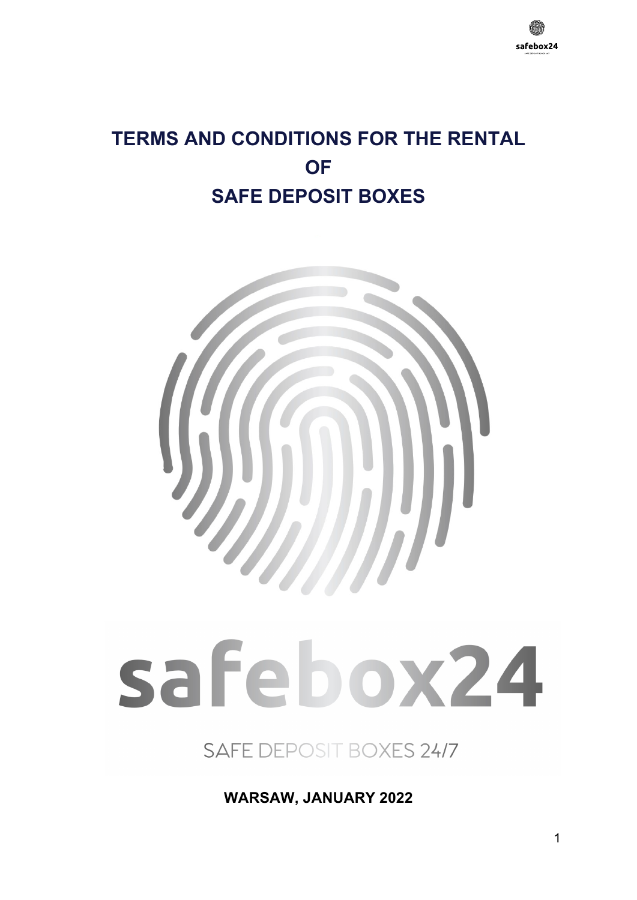# TERMS AND CONDITIONS FOR THE RENTAL OF SAFE DEPOSIT BOXES

safebox24

SAFE DEPOSIT BOXES 24/7

**WARSAW, JANUARY 2022**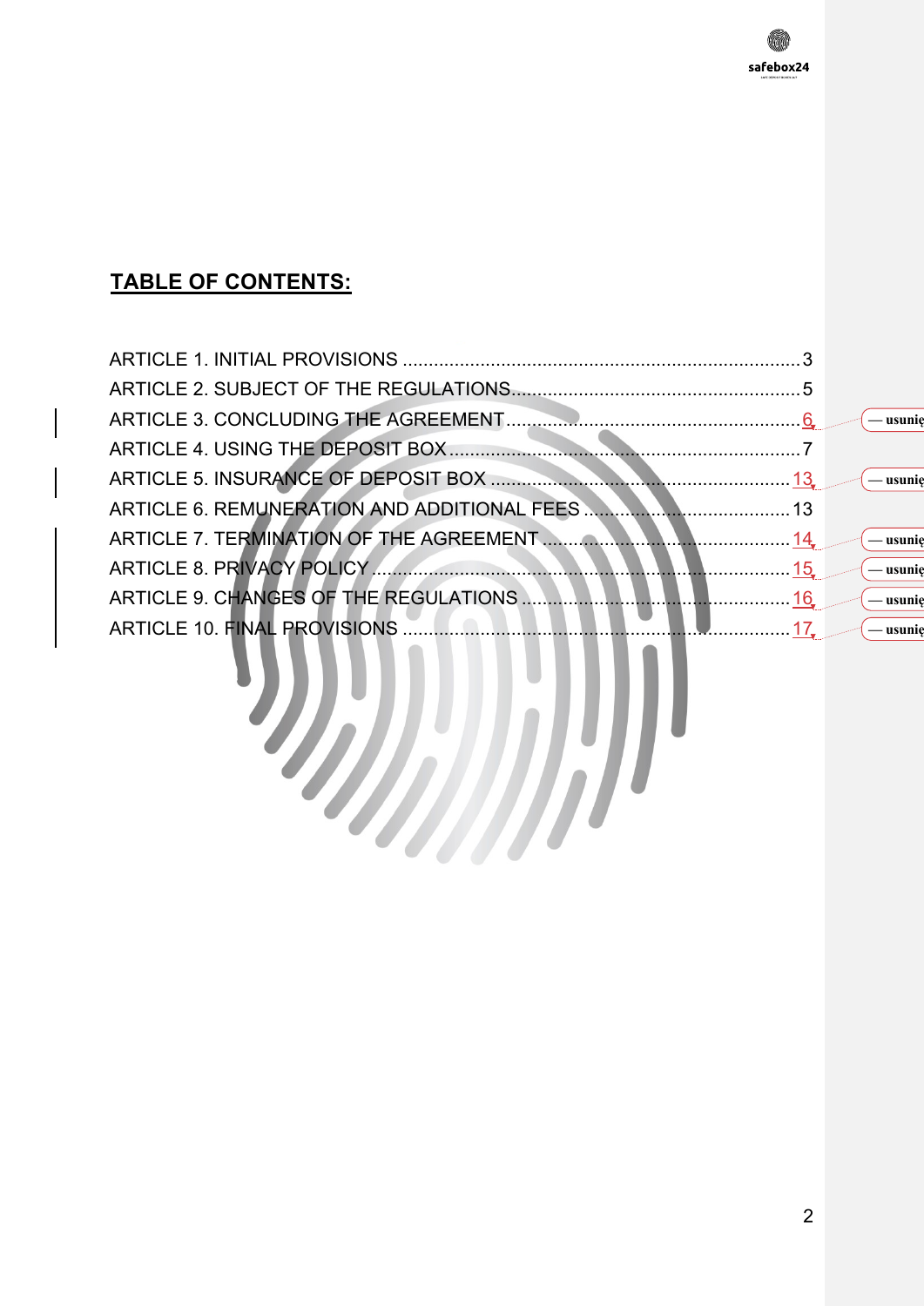## TABLE OF CONTENTS:

ARTICLE 1. INITIAL PROVISIONS ........................................................................... 3
ARTICLE 2. SUBJECT OF THE REGULATIONS .......................................................... 5
ARTICLE 3. CONCLUDING THE AGREEMENT ............................................................ 6
ARTICLE 4. USING THE DEPOSIT BOX ...................................................................... 7
ARTICLE 5. INSURANCE OF DEPOSIT BOX .............................................................. 13
ARTICLE 6. REMUNERATION AND ADDITIONAL FEES ............................................. 13
ARTICLE 7. TERMINATION OF THE AGREEMENT .................................................... 14
ARTICLE 8. PRIVACY POLICY .................................................................................. 15
ARTICLE 9. CHANGES OF THE REGULATIONS ......................................................... 16
ARTICLE 10. FINAL PROVISIONS .............................................................................. 17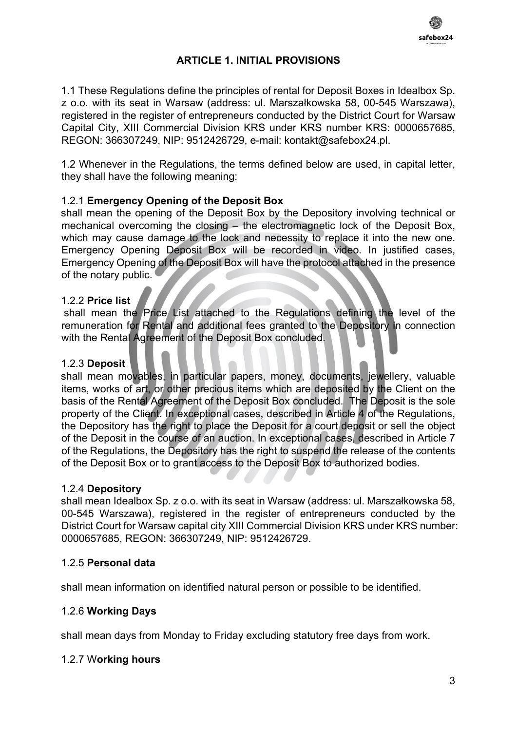## ARTICLE 1. INITIAL PROVISIONS

1.1 These Regulations define the principles of rental for Deposit Boxes in Idealbox Sp. z o.o. with its seat in Warsaw (address: ul. Marszałkowska 58, 00-545 Warszawa), registered in the register of entrepreneurs conducted by the District Court for Warsaw Capital City, XIII Commercial Division KRS under KRS number KRS: 0000657685, REGON: 366307249, NIP: 9512426729, e-mail: kontakt@safebox24.pl.

1.2 Whenever in the Regulations, the terms defined below are used, in capital letter, they shall have the following meaning:

1.2.1 **Emergency Opening of the Deposit Box**

shall mean the opening of the Deposit Box by the Depository involving technical or mechanical overcoming the closing – the electromagnetic lock of the Deposit Box, which may cause damage to the lock and necessity to replace it into the new one. Emergency Opening Deposit Box will be recorded in video. In justified cases, Emergency Opening of the Deposit Box will have the protocol attached in the presence of the notary public.

1.2.2 **Price list**

shall mean the Price List attached to the Regulations defining the level of the remuneration for Rental and additional fees granted to the Depository in connection with the Rental Agreement of the Deposit Box concluded.

1.2.3 **Deposit**

shall mean movables, in particular papers, money, documents, jewellery, valuable items, works of art, or other precious items which are deposited by the Client on the basis of the Rental Agreement of the Deposit Box concluded. The Deposit is the sole property of the Client. In exceptional cases, described in Article 4 of the Regulations, the Depository has the right to place the Deposit for a court deposit or sell the object of the Deposit in the course of an auction. In exceptional cases, described in Article 7 of the Regulations, the Depository has the right to suspend the release of the contents of the Deposit Box or to grant access to the Deposit Box to authorized bodies.

1.2.4 **Depository**

shall mean Idealbox Sp. z o.o. with its seat in Warsaw (address: ul. Marszałkowska 58, 00-545 Warszawa), registered in the register of entrepreneurs conducted by the District Court for Warsaw capital city XIII Commercial Division KRS under KRS number: 0000657685, REGON: 366307249, NIP: 9512426729.

1.2.5 **Personal data**

shall mean information on identified natural person or possible to be identified.

1.2.6 **Working Days**

shall mean days from Monday to Friday excluding statutory free days from work.

1.2.7 W**orking hours**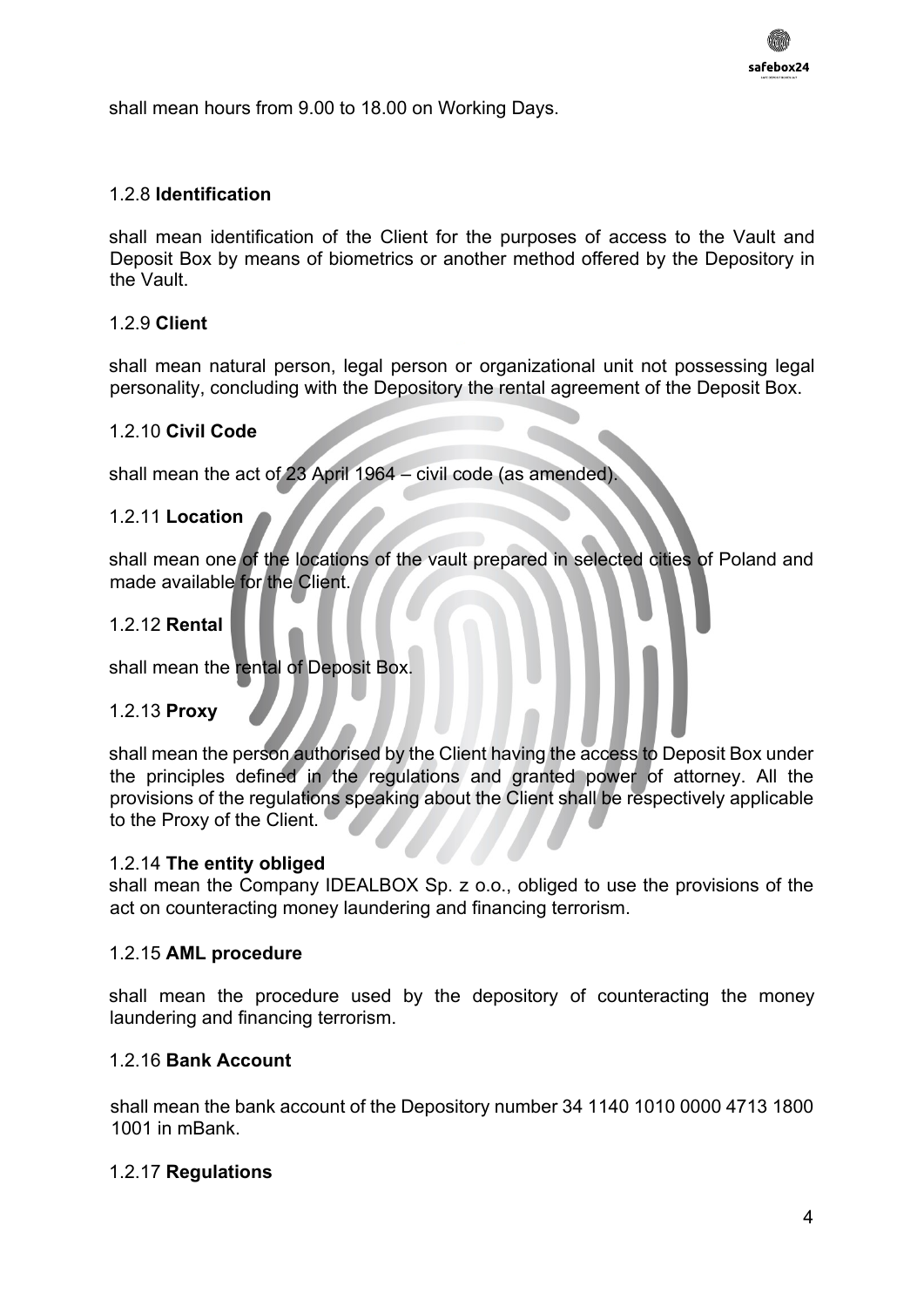shall mean hours from 9.00 to 18.00 on Working Days.

### 1.2.8 **Identification**

shall mean identification of the Client for the purposes of access to the Vault and Deposit Box by means of biometrics or another method offered by the Depository in the Vault.

### 1.2.9 **Client**

shall mean natural person, legal person or organizational unit not possessing legal personality, concluding with the Depository the rental agreement of the Deposit Box.

### 1.2.10 **Civil Code**

shall mean the act of 23 April 1964 – civil code (as amended).

### 1.2.11 **Location**

shall mean one of the locations of the vault prepared in selected cities of Poland and made available for the Client.

### 1.2.12 **Rental**

shall mean the rental of Deposit Box.

### 1.2.13 **Proxy**

shall mean the person authorised by the Client having the access to Deposit Box under the principles defined in the regulations and granted power of attorney. All the provisions of the regulations speaking about the Client shall be respectively applicable to the Proxy of the Client.

### 1.2.14 **The entity obliged**

shall mean the Company IDEALBOX Sp. z o.o., obliged to use the provisions of the act on counteracting money laundering and financing terrorism.

### 1.2.15 **AML procedure**

shall mean the procedure used by the depository of counteracting the money laundering and financing terrorism.

### 1.2.16 **Bank Account**

shall mean the bank account of the Depository number 34 1140 1010 0000 4713 1800 1001 in mBank.

### 1.2.17 **Regulations**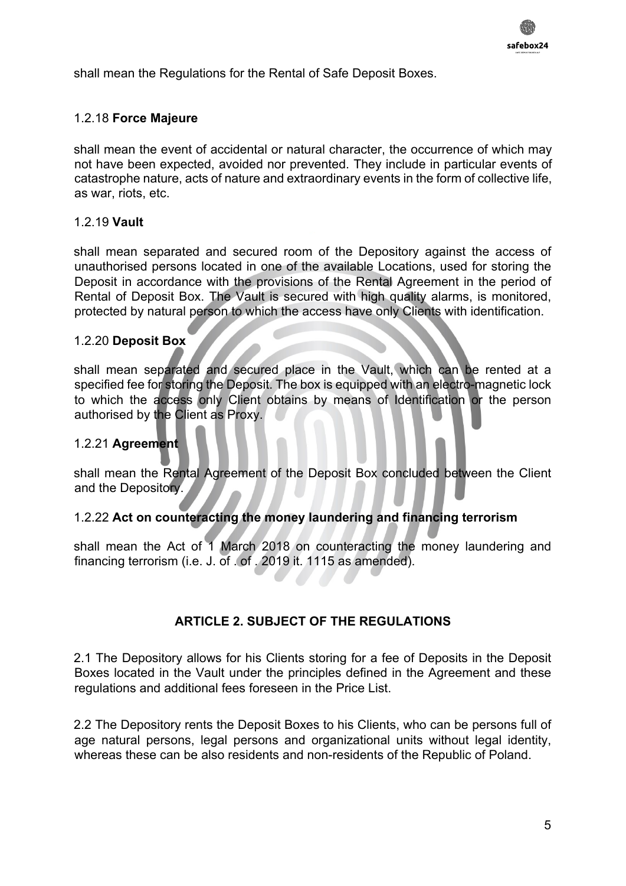shall mean the Regulations for the Rental of Safe Deposit Boxes.

1.2.18 **Force Majeure**

shall mean the event of accidental or natural character, the occurrence of which may not have been expected, avoided nor prevented. They include in particular events of catastrophe nature, acts of nature and extraordinary events in the form of collective life, as war, riots, etc.

1.2.19 **Vault**

shall mean separated and secured room of the Depository against the access of unauthorised persons located in one of the available Locations, used for storing the Deposit in accordance with the provisions of the Rental Agreement in the period of Rental of Deposit Box. The Vault is secured with high quality alarms, is monitored, protected by natural person to which the access have only Clients with identification.

1.2.20 **Deposit Box**

shall mean separated and secured place in the Vault, which can be rented at a specified fee for storing the Deposit. The box is equipped with an electro-magnetic lock to which the access only Client obtains by means of Identification or the person authorised by the Client as Proxy.

1.2.21 **Agreement**

shall mean the Rental Agreement of the Deposit Box concluded between the Client and the Depository.

1.2.22 **Act on counteracting the money laundering and financing terrorism**

shall mean the Act of 1 March 2018 on counteracting the money laundering and financing terrorism (i.e. J. of . of . 2019 it. 1115 as amended).

## ARTICLE 2. SUBJECT OF THE REGULATIONS

2.1 The Depository allows for his Clients storing for a fee of Deposits in the Deposit Boxes located in the Vault under the principles defined in the Agreement and these regulations and additional fees foreseen in the Price List.

2.2 The Depository rents the Deposit Boxes to his Clients, who can be persons full of age natural persons, legal persons and organizational units without legal identity, whereas these can be also residents and non-residents of the Republic of Poland.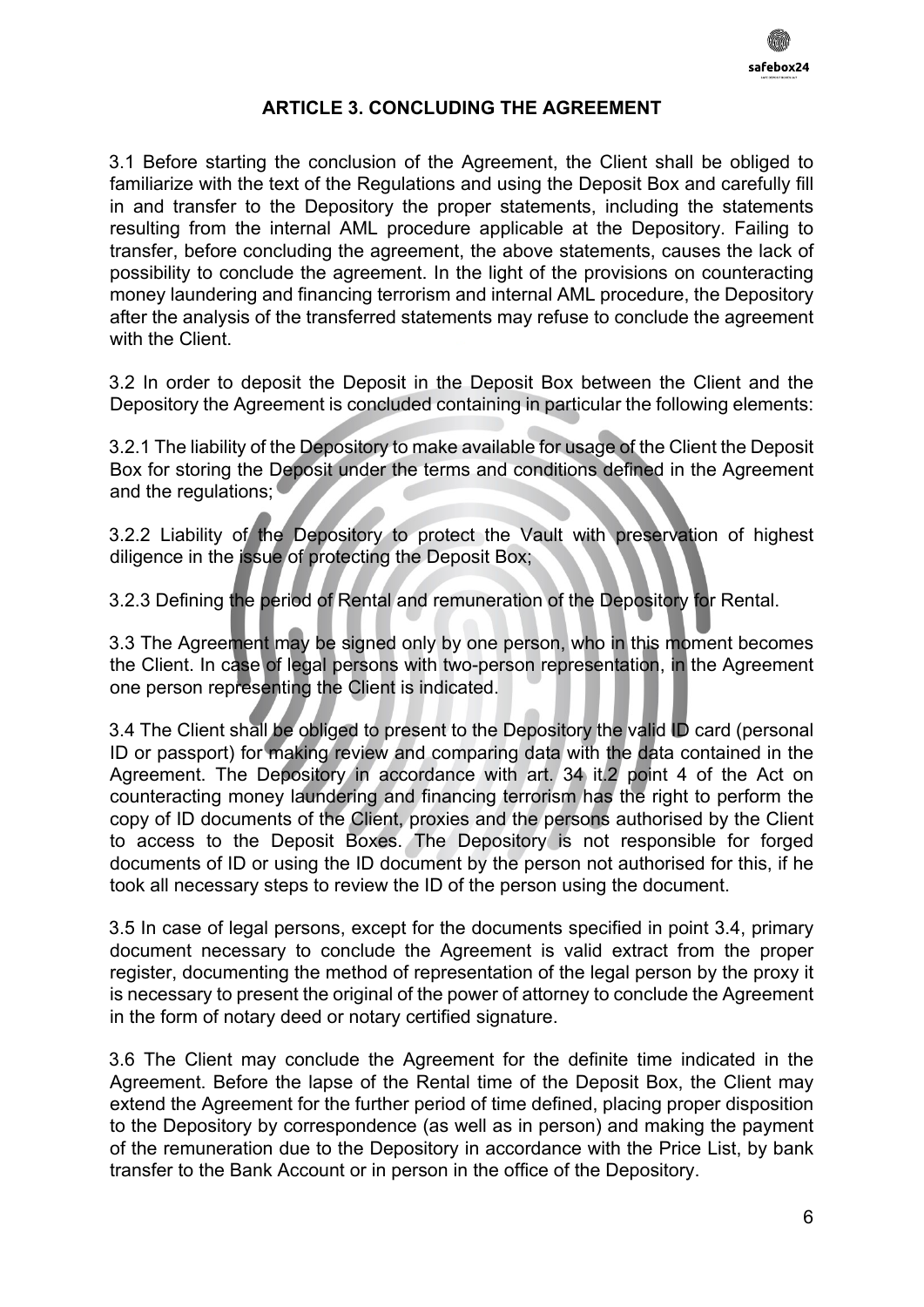## ARTICLE 3. CONCLUDING THE AGREEMENT

3.1 Before starting the conclusion of the Agreement, the Client shall be obliged to familiarize with the text of the Regulations and using the Deposit Box and carefully fill in and transfer to the Depository the proper statements, including the statements resulting from the internal AML procedure applicable at the Depository. Failing to transfer, before concluding the agreement, the above statements, causes the lack of possibility to conclude the agreement. In the light of the provisions on counteracting money laundering and financing terrorism and internal AML procedure, the Depository after the analysis of the transferred statements may refuse to conclude the agreement with the Client.

3.2 In order to deposit the Deposit in the Deposit Box between the Client and the Depository the Agreement is concluded containing in particular the following elements:

3.2.1 The liability of the Depository to make available for usage of the Client the Deposit Box for storing the Deposit under the terms and conditions defined in the Agreement and the regulations;

3.2.2 Liability of the Depository to protect the Vault with preservation of highest diligence in the issue of protecting the Deposit Box;

3.2.3 Defining the period of Rental and remuneration of the Depository for Rental.

3.3 The Agreement may be signed only by one person, who in this moment becomes the Client. In case of legal persons with two-person representation, in the Agreement one person representing the Client is indicated.

3.4 The Client shall be obliged to present to the Depository the valid ID card (personal ID or passport) for making review and comparing data with the data contained in the Agreement. The Depository in accordance with art. 34 it.2 point 4 of the Act on counteracting money laundering and financing terrorism has the right to perform the copy of ID documents of the Client, proxies and the persons authorised by the Client to access to the Deposit Boxes. The Depository is not responsible for forged documents of ID or using the ID document by the person not authorised for this, if he took all necessary steps to review the ID of the person using the document.

3.5 In case of legal persons, except for the documents specified in point 3.4, primary document necessary to conclude the Agreement is valid extract from the proper register, documenting the method of representation of the legal person by the proxy it is necessary to present the original of the power of attorney to conclude the Agreement in the form of notary deed or notary certified signature.

3.6 The Client may conclude the Agreement for the definite time indicated in the Agreement. Before the lapse of the Rental time of the Deposit Box, the Client may extend the Agreement for the further period of time defined, placing proper disposition to the Depository by correspondence (as well as in person) and making the payment of the remuneration due to the Depository in accordance with the Price List, by bank transfer to the Bank Account or in person in the office of the Depository.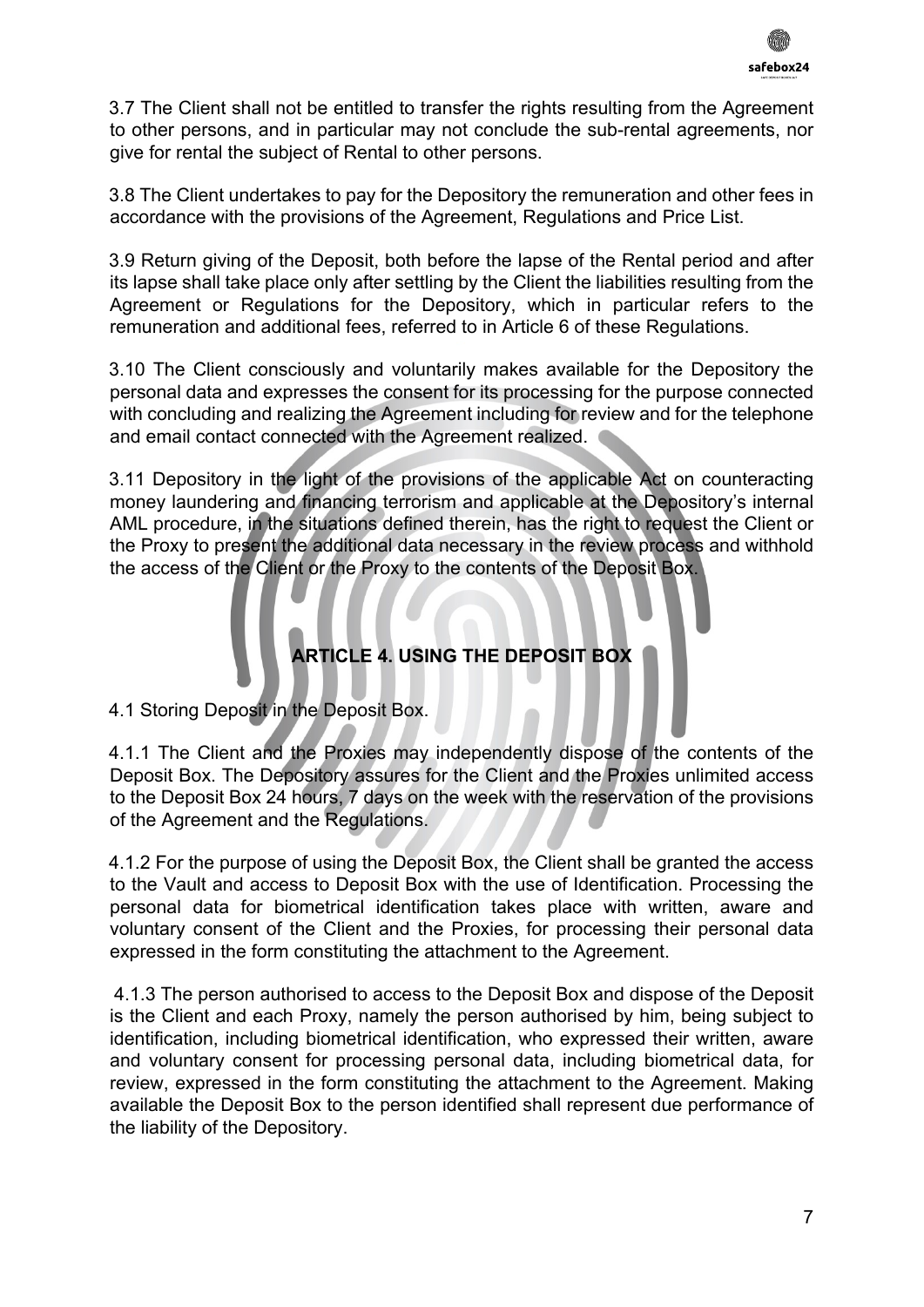3.7 The Client shall not be entitled to transfer the rights resulting from the Agreement to other persons, and in particular may not conclude the sub-rental agreements, nor give for rental the subject of Rental to other persons.

3.8 The Client undertakes to pay for the Depository the remuneration and other fees in accordance with the provisions of the Agreement, Regulations and Price List.

3.9 Return giving of the Deposit, both before the lapse of the Rental period and after its lapse shall take place only after settling by the Client the liabilities resulting from the Agreement or Regulations for the Depository, which in particular refers to the remuneration and additional fees, referred to in Article 6 of these Regulations.

3.10 The Client consciously and voluntarily makes available for the Depository the personal data and expresses the consent for its processing for the purpose connected with concluding and realizing the Agreement including for review and for the telephone and email contact connected with the Agreement realized.

3.11 Depository in the light of the provisions of the applicable Act on counteracting money laundering and financing terrorism and applicable at the Depository's internal AML procedure, in the situations defined therein, has the right to request the Client or the Proxy to present the additional data necessary in the review process and withhold the access of the Client or the Proxy to the contents of the Deposit Box.

## ARTICLE 4. USING THE DEPOSIT BOX

4.1 Storing Deposit in the Deposit Box.

4.1.1 The Client and the Proxies may independently dispose of the contents of the Deposit Box. The Depository assures for the Client and the Proxies unlimited access to the Deposit Box 24 hours, 7 days on the week with the reservation of the provisions of the Agreement and the Regulations.

4.1.2 For the purpose of using the Deposit Box, the Client shall be granted the access to the Vault and access to Deposit Box with the use of Identification. Processing the personal data for biometrical identification takes place with written, aware and voluntary consent of the Client and the Proxies, for processing their personal data expressed in the form constituting the attachment to the Agreement.

4.1.3 The person authorised to access to the Deposit Box and dispose of the Deposit is the Client and each Proxy, namely the person authorised by him, being subject to identification, including biometrical identification, who expressed their written, aware and voluntary consent for processing personal data, including biometrical data, for review, expressed in the form constituting the attachment to the Agreement. Making available the Deposit Box to the person identified shall represent due performance of the liability of the Depository.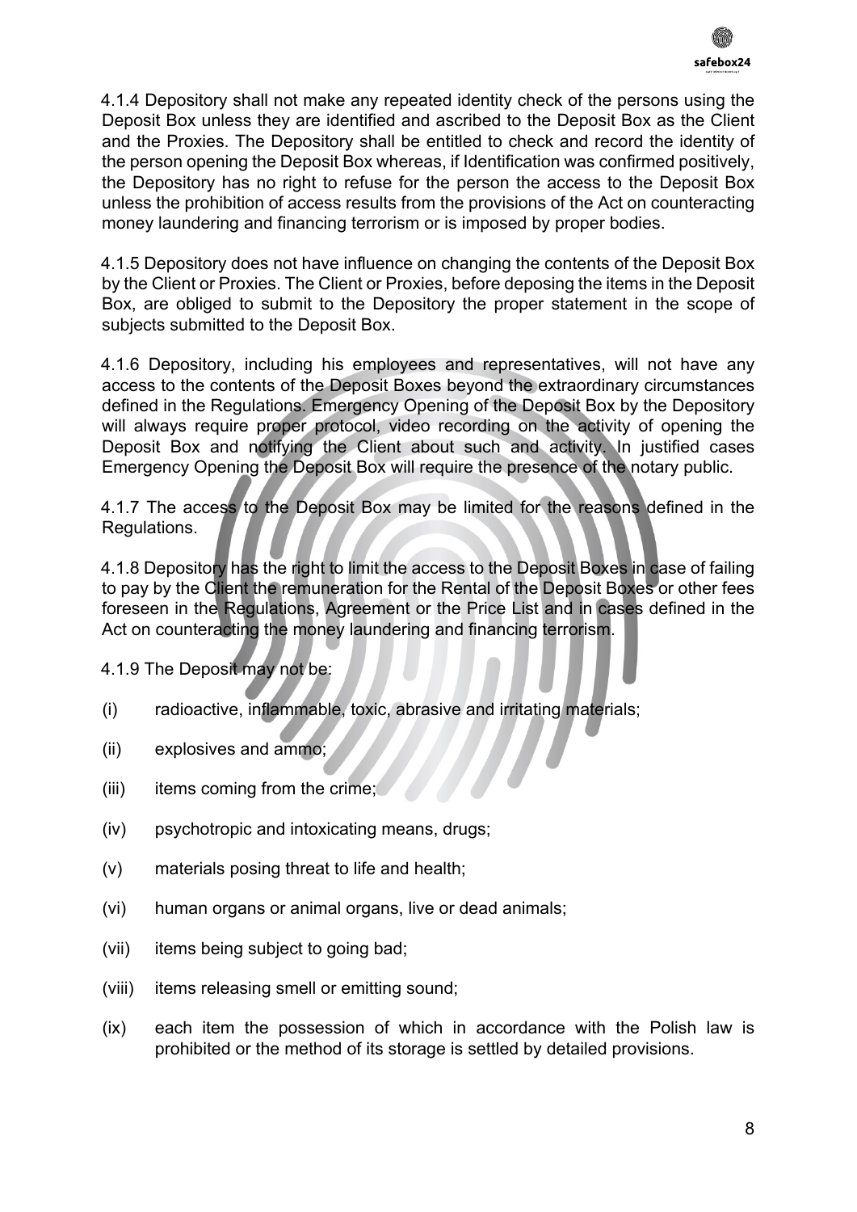4.1.4 Depository shall not make any repeated identity check of the persons using the Deposit Box unless they are identified and ascribed to the Deposit Box as the Client and the Proxies. The Depository shall be entitled to check and record the identity of the person opening the Deposit Box whereas, if Identification was confirmed positively, the Depository has no right to refuse for the person the access to the Deposit Box unless the prohibition of access results from the provisions of the Act on counteracting money laundering and financing terrorism or is imposed by proper bodies.

4.1.5 Depository does not have influence on changing the contents of the Deposit Box by the Client or Proxies. The Client or Proxies, before deposing the items in the Deposit Box, are obliged to submit to the Depository the proper statement in the scope of subjects submitted to the Deposit Box.

4.1.6 Depository, including his employees and representatives, will not have any access to the contents of the Deposit Boxes beyond the extraordinary circumstances defined in the Regulations. Emergency Opening of the Deposit Box by the Depository will always require proper protocol, video recording on the activity of opening the Deposit Box and notifying the Client about such and activity. In justified cases Emergency Opening the Deposit Box will require the presence of the notary public.

4.1.7 The access to the Deposit Box may be limited for the reasons defined in the Regulations.

4.1.8 Depository has the right to limit the access to the Deposit Boxes in case of failing to pay by the Client the remuneration for the Rental of the Deposit Boxes or other fees foreseen in the Regulations, Agreement or the Price List and in cases defined in the Act on counteracting the money laundering and financing terrorism.

4.1.9 The Deposit may not be:

(i) radioactive, inflammable, toxic, abrasive and irritating materials;

(ii) explosives and ammo;

(iii) items coming from the crime;

(iv) psychotropic and intoxicating means, drugs;

(v) materials posing threat to life and health;

(vi) human organs or animal organs, live or dead animals;

(vii) items being subject to going bad;

(viii) items releasing smell or emitting sound;

(ix) each item the possession of which in accordance with the Polish law is prohibited or the method of its storage is settled by detailed provisions.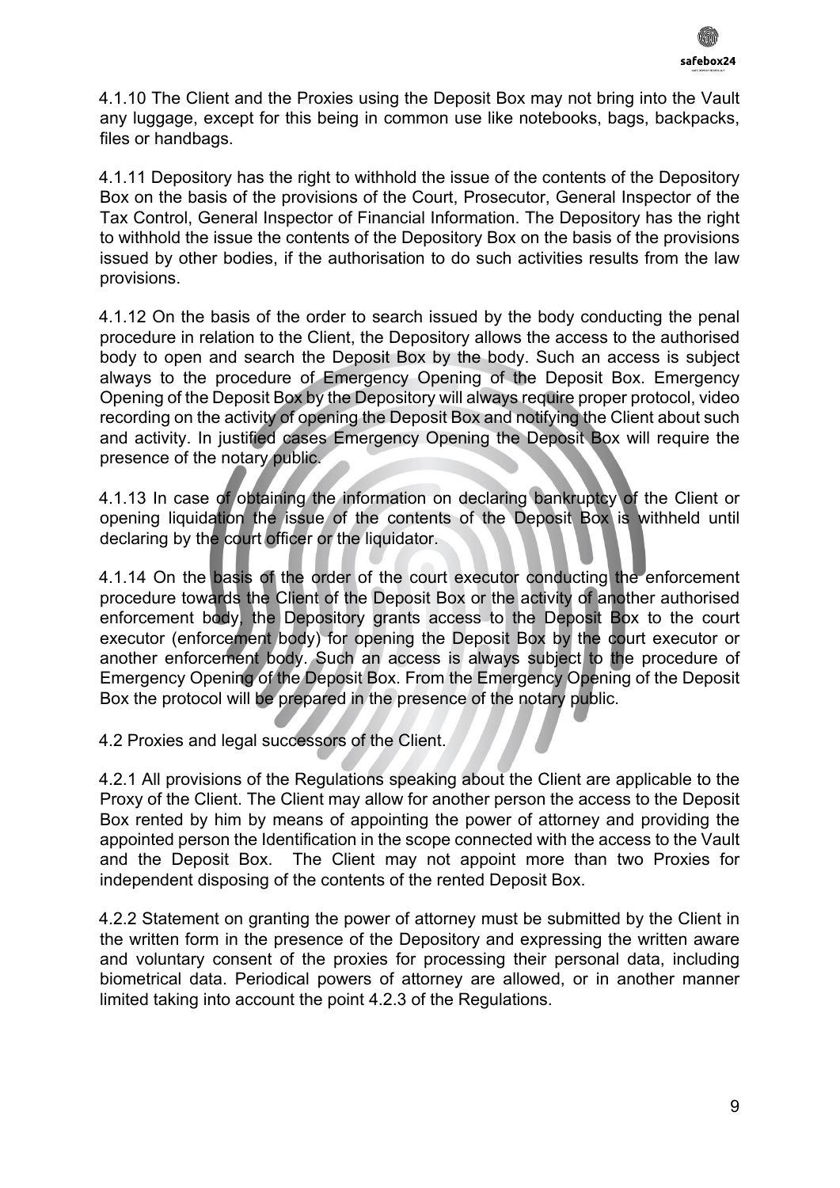4.1.10 The Client and the Proxies using the Deposit Box may not bring into the Vault any luggage, except for this being in common use like notebooks, bags, backpacks, files or handbags.

4.1.11 Depository has the right to withhold the issue of the contents of the Depository Box on the basis of the provisions of the Court, Prosecutor, General Inspector of the Tax Control, General Inspector of Financial Information. The Depository has the right to withhold the issue the contents of the Depository Box on the basis of the provisions issued by other bodies, if the authorisation to do such activities results from the law provisions.

4.1.12 On the basis of the order to search issued by the body conducting the penal procedure in relation to the Client, the Depository allows the access to the authorised body to open and search the Deposit Box by the body. Such an access is subject always to the procedure of Emergency Opening of the Deposit Box. Emergency Opening of the Deposit Box by the Depository will always require proper protocol, video recording on the activity of opening the Deposit Box and notifying the Client about such and activity. In justified cases Emergency Opening the Deposit Box will require the presence of the notary public.

4.1.13 In case of obtaining the information on declaring bankruptcy of the Client or opening liquidation the issue of the contents of the Deposit Box is withheld until declaring by the court officer or the liquidator.

4.1.14 On the basis of the order of the court executor conducting the enforcement procedure towards the Client of the Deposit Box or the activity of another authorised enforcement body, the Depository grants access to the Deposit Box to the court executor (enforcement body) for opening the Deposit Box by the court executor or another enforcement body. Such an access is always subject to the procedure of Emergency Opening of the Deposit Box. From the Emergency Opening of the Deposit Box the protocol will be prepared in the presence of the notary public.

4.2 Proxies and legal successors of the Client.

4.2.1 All provisions of the Regulations speaking about the Client are applicable to the Proxy of the Client. The Client may allow for another person the access to the Deposit Box rented by him by means of appointing the power of attorney and providing the appointed person the Identification in the scope connected with the access to the Vault and the Deposit Box. The Client may not appoint more than two Proxies for independent disposing of the contents of the rented Deposit Box.

4.2.2 Statement on granting the power of attorney must be submitted by the Client in the written form in the presence of the Depository and expressing the written aware and voluntary consent of the proxies for processing their personal data, including biometrical data. Periodical powers of attorney are allowed, or in another manner limited taking into account the point 4.2.3 of the Regulations.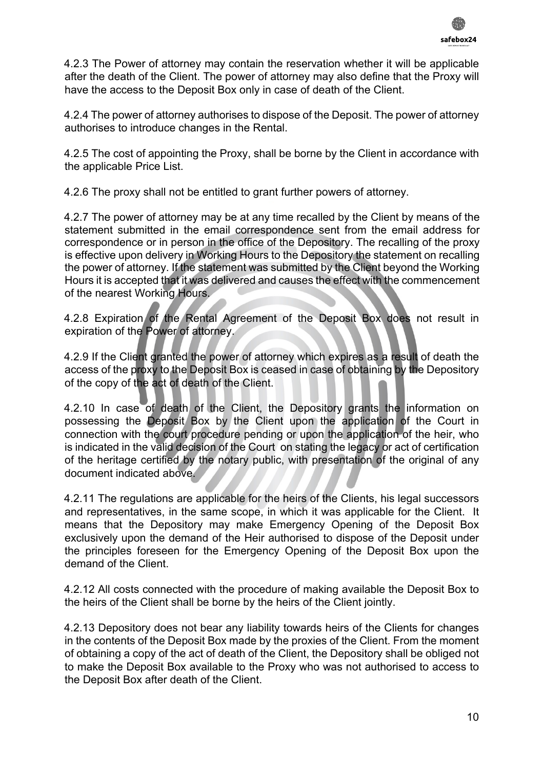4.2.3 The Power of attorney may contain the reservation whether it will be applicable after the death of the Client. The power of attorney may also define that the Proxy will have the access to the Deposit Box only in case of death of the Client.

4.2.4 The power of attorney authorises to dispose of the Deposit. The power of attorney authorises to introduce changes in the Rental.

4.2.5 The cost of appointing the Proxy, shall be borne by the Client in accordance with the applicable Price List.

4.2.6 The proxy shall not be entitled to grant further powers of attorney.

4.2.7 The power of attorney may be at any time recalled by the Client by means of the statement submitted in the email correspondence sent from the email address for correspondence or in person in the office of the Depository. The recalling of the proxy is effective upon delivery in Working Hours to the Depository the statement on recalling the power of attorney. If the statement was submitted by the Client beyond the Working Hours it is accepted that it was delivered and causes the effect with the commencement of the nearest Working Hours.

4.2.8 Expiration of the Rental Agreement of the Deposit Box does not result in expiration of the Power of attorney.

4.2.9 If the Client granted the power of attorney which expires as a result of death the access of the proxy to the Deposit Box is ceased in case of obtaining by the Depository of the copy of the act of death of the Client.

4.2.10 In case of death of the Client, the Depository grants the information on possessing the Deposit Box by the Client upon the application of the Court in connection with the court procedure pending or upon the application of the heir, who is indicated in the valid decision of the Court on stating the legacy or act of certification of the heritage certified by the notary public, with presentation of the original of any document indicated above.

4.2.11 The regulations are applicable for the heirs of the Clients, his legal successors and representatives, in the same scope, in which it was applicable for the Client. It means that the Depository may make Emergency Opening of the Deposit Box exclusively upon the demand of the Heir authorised to dispose of the Deposit under the principles foreseen for the Emergency Opening of the Deposit Box upon the demand of the Client.

4.2.12 All costs connected with the procedure of making available the Deposit Box to the heirs of the Client shall be borne by the heirs of the Client jointly.

4.2.13 Depository does not bear any liability towards heirs of the Clients for changes in the contents of the Deposit Box made by the proxies of the Client. From the moment of obtaining a copy of the act of death of the Client, the Depository shall be obliged not to make the Deposit Box available to the Proxy who was not authorised to access to the Deposit Box after death of the Client.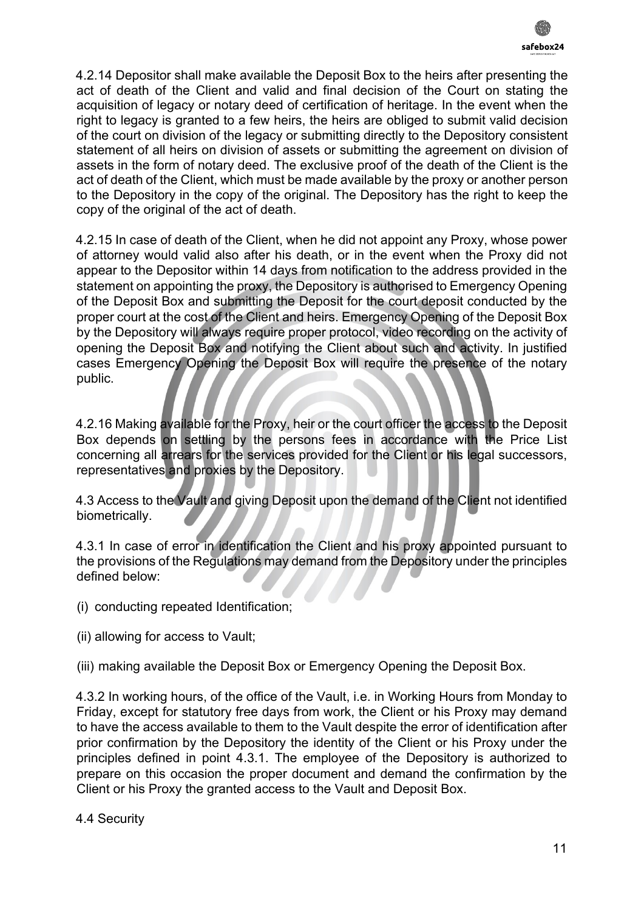4.2.14 Depositor shall make available the Deposit Box to the heirs after presenting the act of death of the Client and valid and final decision of the Court on stating the acquisition of legacy or notary deed of certification of heritage. In the event when the right to legacy is granted to a few heirs, the heirs are obliged to submit valid decision of the court on division of the legacy or submitting directly to the Depository consistent statement of all heirs on division of assets or submitting the agreement on division of assets in the form of notary deed. The exclusive proof of the death of the Client is the act of death of the Client, which must be made available by the proxy or another person to the Depository in the copy of the original. The Depository has the right to keep the copy of the original of the act of death.

4.2.15 In case of death of the Client, when he did not appoint any Proxy, whose power of attorney would valid also after his death, or in the event when the Proxy did not appear to the Depositor within 14 days from notification to the address provided in the statement on appointing the proxy, the Depository is authorised to Emergency Opening of the Deposit Box and submitting the Deposit for the court deposit conducted by the proper court at the cost of the Client and heirs. Emergency Opening of the Deposit Box by the Depository will always require proper protocol, video recording on the activity of opening the Deposit Box and notifying the Client about such and activity. In justified cases Emergency Opening the Deposit Box will require the presence of the notary public.

4.2.16 Making available for the Proxy, heir or the court officer the access to the Deposit Box depends on settling by the persons fees in accordance with the Price List concerning all arrears for the services provided for the Client or his legal successors, representatives and proxies by the Depository.

4.3 Access to the Vault and giving Deposit upon the demand of the Client not identified biometrically.

4.3.1 In case of error in identification the Client and his proxy appointed pursuant to the provisions of the Regulations may demand from the Depository under the principles defined below:

(i) conducting repeated Identification;

(ii) allowing for access to Vault;

(iii) making available the Deposit Box or Emergency Opening the Deposit Box.

4.3.2 In working hours, of the office of the Vault, i.e. in Working Hours from Monday to Friday, except for statutory free days from work, the Client or his Proxy may demand to have the access available to them to the Vault despite the error of identification after prior confirmation by the Depository the identity of the Client or his Proxy under the principles defined in point 4.3.1. The employee of the Depository is authorized to prepare on this occasion the proper document and demand the confirmation by the Client or his Proxy the granted access to the Vault and Deposit Box.

4.4 Security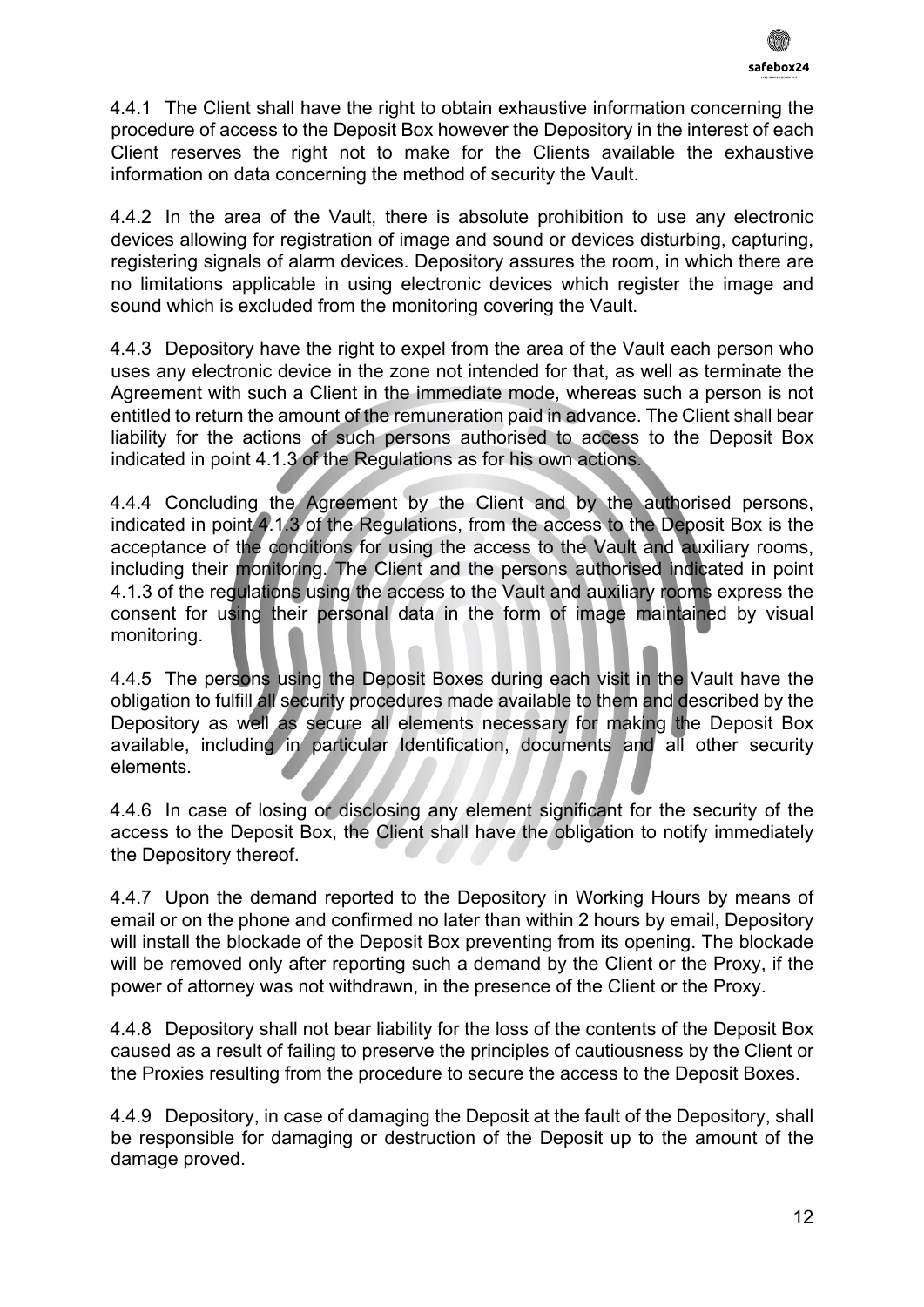4.4.1 The Client shall have the right to obtain exhaustive information concerning the procedure of access to the Deposit Box however the Depository in the interest of each Client reserves the right not to make for the Clients available the exhaustive information on data concerning the method of security the Vault.

4.4.2 In the area of the Vault, there is absolute prohibition to use any electronic devices allowing for registration of image and sound or devices disturbing, capturing, registering signals of alarm devices. Depository assures the room, in which there are no limitations applicable in using electronic devices which register the image and sound which is excluded from the monitoring covering the Vault.

4.4.3 Depository have the right to expel from the area of the Vault each person who uses any electronic device in the zone not intended for that, as well as terminate the Agreement with such a Client in the immediate mode, whereas such a person is not entitled to return the amount of the remuneration paid in advance. The Client shall bear liability for the actions of such persons authorised to access to the Deposit Box indicated in point 4.1.3 of the Regulations as for his own actions.

4.4.4 Concluding the Agreement by the Client and by the authorised persons, indicated in point 4.1.3 of the Regulations, from the access to the Deposit Box is the acceptance of the conditions for using the access to the Vault and auxiliary rooms, including their monitoring. The Client and the persons authorised indicated in point 4.1.3 of the regulations using the access to the Vault and auxiliary rooms express the consent for using their personal data in the form of image maintained by visual monitoring.

4.4.5 The persons using the Deposit Boxes during each visit in the Vault have the obligation to fulfill all security procedures made available to them and described by the Depository as well as secure all elements necessary for making the Deposit Box available, including in particular Identification, documents and all other security elements.

4.4.6 In case of losing or disclosing any element significant for the security of the access to the Deposit Box, the Client shall have the obligation to notify immediately the Depository thereof.

4.4.7 Upon the demand reported to the Depository in Working Hours by means of email or on the phone and confirmed no later than within 2 hours by email, Depository will install the blockade of the Deposit Box preventing from its opening. The blockade will be removed only after reporting such a demand by the Client or the Proxy, if the power of attorney was not withdrawn, in the presence of the Client or the Proxy.

4.4.8 Depository shall not bear liability for the loss of the contents of the Deposit Box caused as a result of failing to preserve the principles of cautiousness by the Client or the Proxies resulting from the procedure to secure the access to the Deposit Boxes.

4.4.9 Depository, in case of damaging the Deposit at the fault of the Depository, shall be responsible for damaging or destruction of the Deposit up to the amount of the damage proved.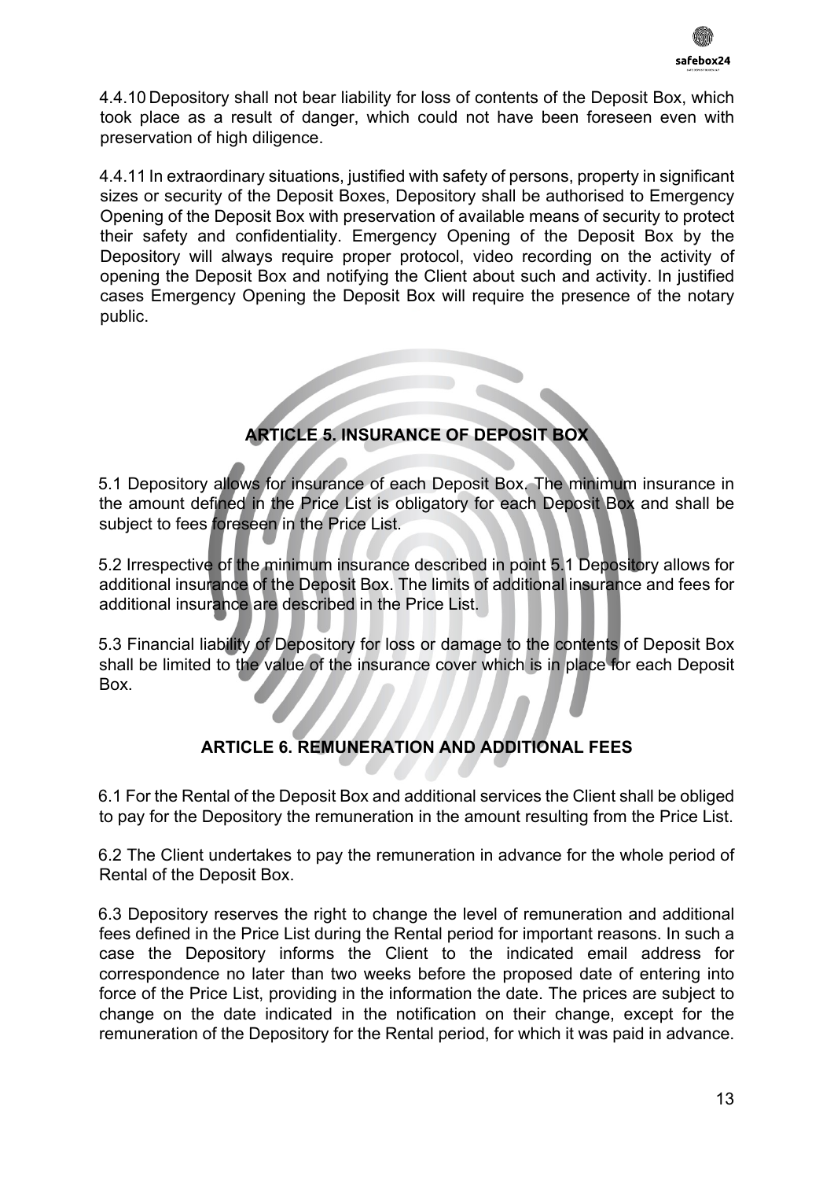4.4.10 Depository shall not bear liability for loss of contents of the Deposit Box, which took place as a result of danger, which could not have been foreseen even with preservation of high diligence.

4.4.11 In extraordinary situations, justified with safety of persons, property in significant sizes or security of the Deposit Boxes, Depository shall be authorised to Emergency Opening of the Deposit Box with preservation of available means of security to protect their safety and confidentiality. Emergency Opening of the Deposit Box by the Depository will always require proper protocol, video recording on the activity of opening the Deposit Box and notifying the Client about such and activity. In justified cases Emergency Opening the Deposit Box will require the presence of the notary public.

## ARTICLE 5. INSURANCE OF DEPOSIT BOX

5.1 Depository allows for insurance of each Deposit Box. The minimum insurance in the amount defined in the Price List is obligatory for each Deposit Box and shall be subject to fees foreseen in the Price List.

5.2 Irrespective of the minimum insurance described in point 5.1 Depository allows for additional insurance of the Deposit Box. The limits of additional insurance and fees for additional insurance are described in the Price List.

5.3 Financial liability of Depository for loss or damage to the contents of Deposit Box shall be limited to the value of the insurance cover which is in place for each Deposit Box.

## ARTICLE 6. REMUNERATION AND ADDITIONAL FEES

6.1 For the Rental of the Deposit Box and additional services the Client shall be obliged to pay for the Depository the remuneration in the amount resulting from the Price List.

6.2 The Client undertakes to pay the remuneration in advance for the whole period of Rental of the Deposit Box.

6.3 Depository reserves the right to change the level of remuneration and additional fees defined in the Price List during the Rental period for important reasons. In such a case the Depository informs the Client to the indicated email address for correspondence no later than two weeks before the proposed date of entering into force of the Price List, providing in the information the date. The prices are subject to change on the date indicated in the notification on their change, except for the remuneration of the Depository for the Rental period, for which it was paid in advance.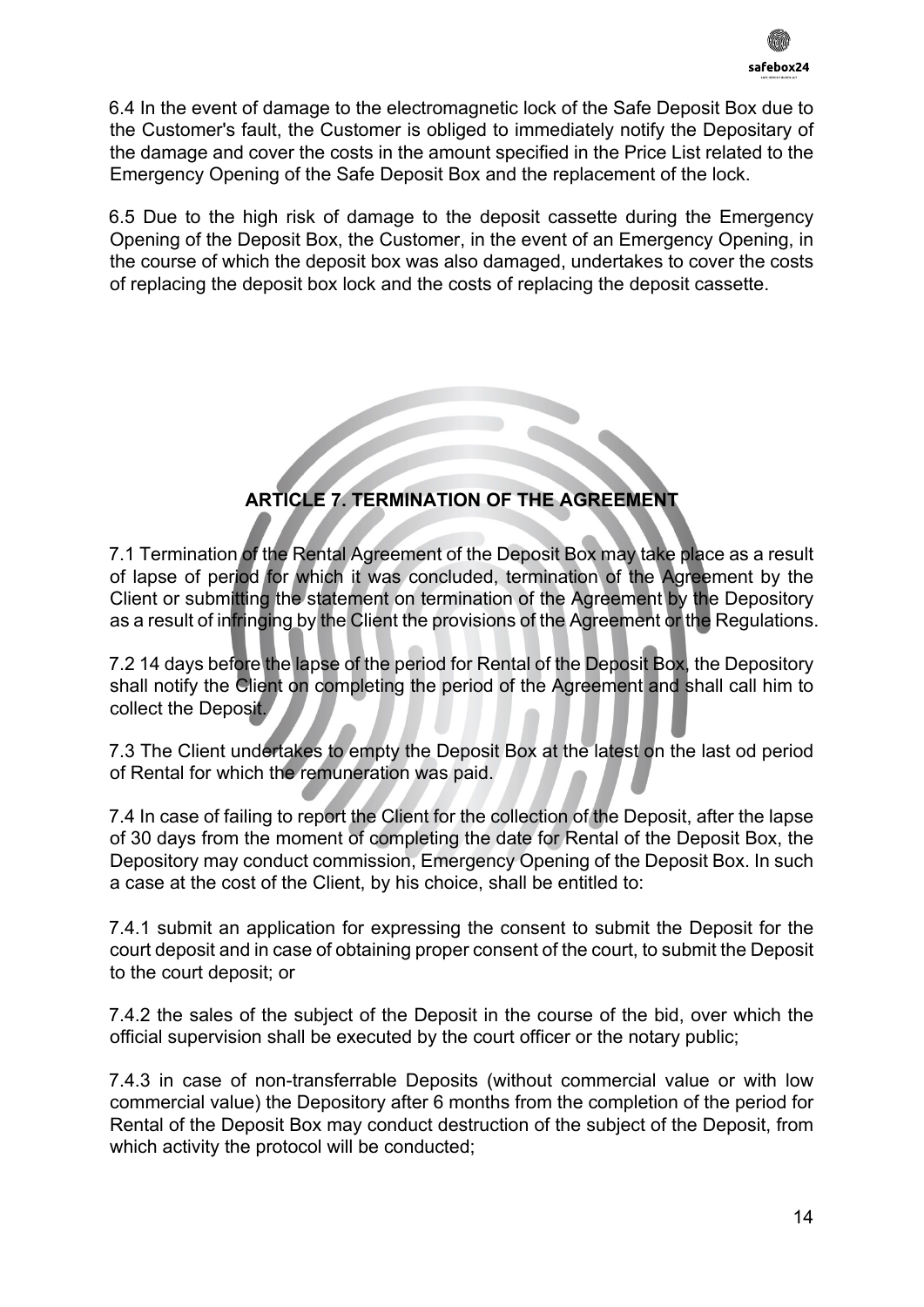6.4 In the event of damage to the electromagnetic lock of the Safe Deposit Box due to the Customer's fault, the Customer is obliged to immediately notify the Depositary of the damage and cover the costs in the amount specified in the Price List related to the Emergency Opening of the Safe Deposit Box and the replacement of the lock.

6.5 Due to the high risk of damage to the deposit cassette during the Emergency Opening of the Deposit Box, the Customer, in the event of an Emergency Opening, in the course of which the deposit box was also damaged, undertakes to cover the costs of replacing the deposit box lock and the costs of replacing the deposit cassette.

## ARTICLE 7. TERMINATION OF THE AGREEMENT

7.1 Termination of the Rental Agreement of the Deposit Box may take place as a result of lapse of period for which it was concluded, termination of the Agreement by the Client or submitting the statement on termination of the Agreement by the Depository as a result of infringing by the Client the provisions of the Agreement or the Regulations.

7.2 14 days before the lapse of the period for Rental of the Deposit Box, the Depository shall notify the Client on completing the period of the Agreement and shall call him to collect the Deposit.

7.3 The Client undertakes to empty the Deposit Box at the latest on the last od period of Rental for which the remuneration was paid.

7.4 In case of failing to report the Client for the collection of the Deposit, after the lapse of 30 days from the moment of completing the date for Rental of the Deposit Box, the Depository may conduct commission, Emergency Opening of the Deposit Box. In such a case at the cost of the Client, by his choice, shall be entitled to:

7.4.1 submit an application for expressing the consent to submit the Deposit for the court deposit and in case of obtaining proper consent of the court, to submit the Deposit to the court deposit; or

7.4.2 the sales of the subject of the Deposit in the course of the bid, over which the official supervision shall be executed by the court officer or the notary public;

7.4.3 in case of non-transferrable Deposits (without commercial value or with low commercial value) the Depository after 6 months from the completion of the period for Rental of the Deposit Box may conduct destruction of the subject of the Deposit, from which activity the protocol will be conducted;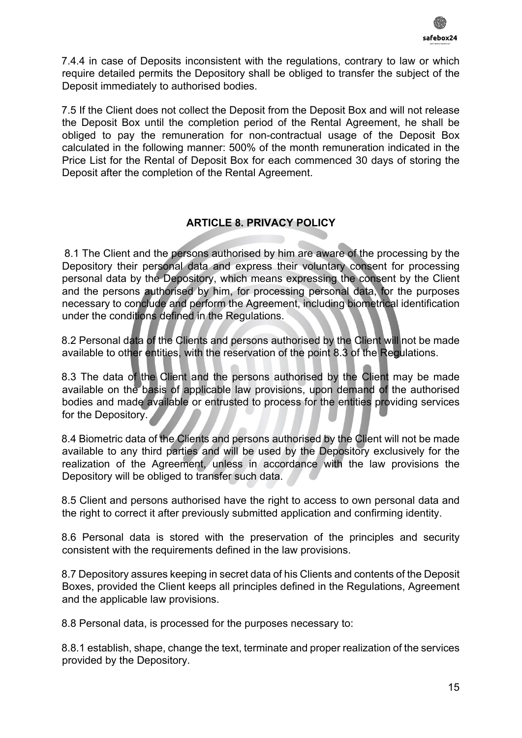7.4.4 in case of Deposits inconsistent with the regulations, contrary to law or which require detailed permits the Depository shall be obliged to transfer the subject of the Deposit immediately to authorised bodies.

7.5 If the Client does not collect the Deposit from the Deposit Box and will not release the Deposit Box until the completion period of the Rental Agreement, he shall be obliged to pay the remuneration for non-contractual usage of the Deposit Box calculated in the following manner: 500% of the month remuneration indicated in the Price List for the Rental of Deposit Box for each commenced 30 days of storing the Deposit after the completion of the Rental Agreement.

## ARTICLE 8. PRIVACY POLICY

8.1 The Client and the persons authorised by him are aware of the processing by the Depository their personal data and express their voluntary consent for processing personal data by the Depository, which means expressing the consent by the Client and the persons authorised by him, for processing personal data, for the purposes necessary to conclude and perform the Agreement, including biometrical identification under the conditions defined in the Regulations.

8.2 Personal data of the Clients and persons authorised by the Client will not be made available to other entities, with the reservation of the point 8.3 of the Regulations.

8.3 The data of the Client and the persons authorised by the Client may be made available on the basis of applicable law provisions, upon demand of the authorised bodies and made available or entrusted to process for the entities providing services for the Depository.

8.4 Biometric data of the Clients and persons authorised by the Client will not be made available to any third parties and will be used by the Depository exclusively for the realization of the Agreement, unless in accordance with the law provisions the Depository will be obliged to transfer such data.

8.5 Client and persons authorised have the right to access to own personal data and the right to correct it after previously submitted application and confirming identity.

8.6 Personal data is stored with the preservation of the principles and security consistent with the requirements defined in the law provisions.

8.7 Depository assures keeping in secret data of his Clients and contents of the Deposit Boxes, provided the Client keeps all principles defined in the Regulations, Agreement and the applicable law provisions.

8.8 Personal data, is processed for the purposes necessary to:

8.8.1 establish, shape, change the text, terminate and proper realization of the services provided by the Depository.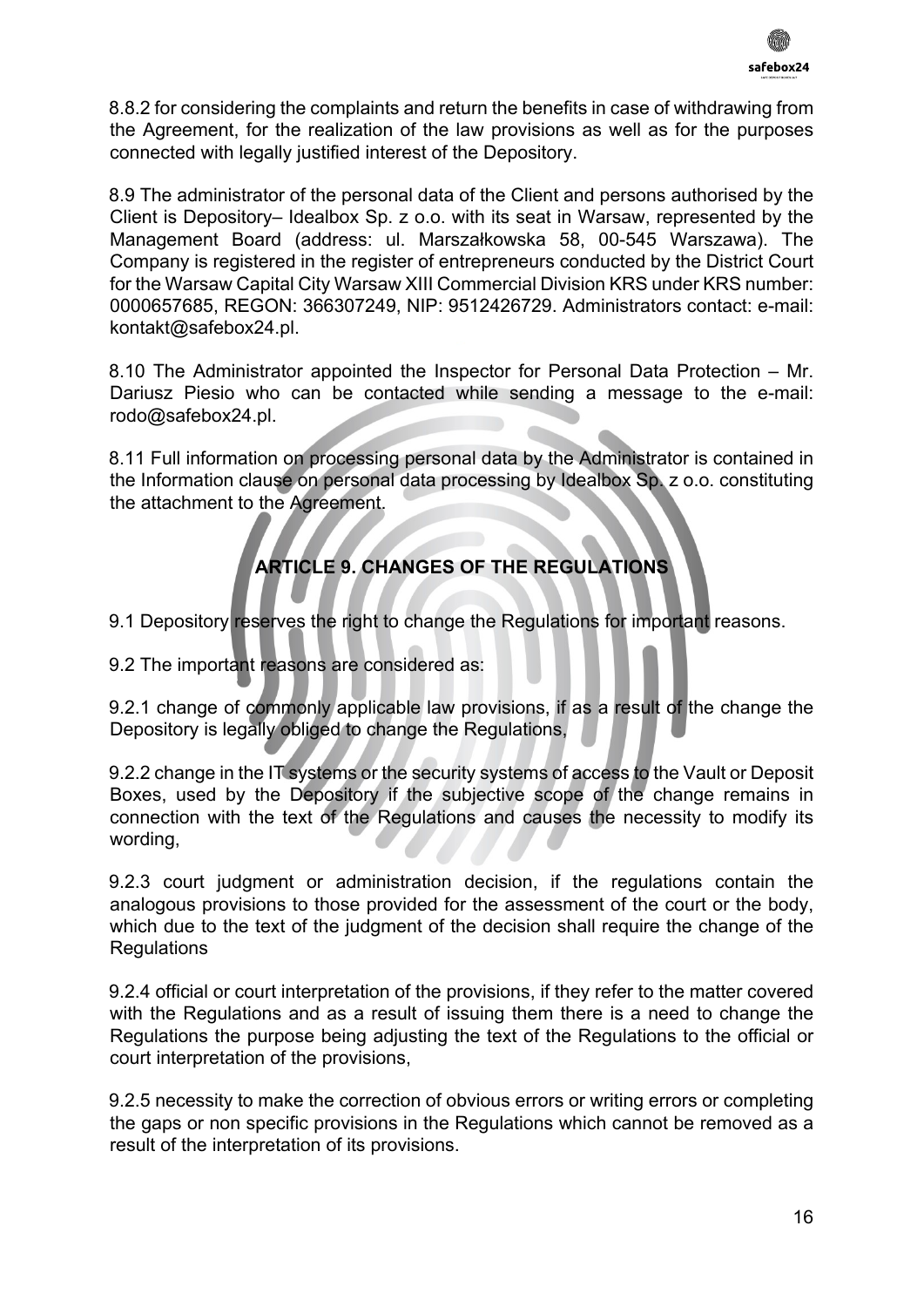8.8.2 for considering the complaints and return the benefits in case of withdrawing from the Agreement, for the realization of the law provisions as well as for the purposes connected with legally justified interest of the Depository.

8.9 The administrator of the personal data of the Client and persons authorised by the Client is Depository– Idealbox Sp. z o.o. with its seat in Warsaw, represented by the Management Board (address: ul. Marszałkowska 58, 00-545 Warszawa). The Company is registered in the register of entrepreneurs conducted by the District Court for the Warsaw Capital City Warsaw XIII Commercial Division KRS under KRS number: 0000657685, REGON: 366307249, NIP: 9512426729. Administrators contact: e-mail: kontakt@safebox24.pl.

8.10 The Administrator appointed the Inspector for Personal Data Protection – Mr. Dariusz Piesio who can be contacted while sending a message to the e-mail: rodo@safebox24.pl.

8.11 Full information on processing personal data by the Administrator is contained in the Information clause on personal data processing by Idealbox Sp. z o.o. constituting the attachment to the Agreement.

## ARTICLE 9. CHANGES OF THE REGULATIONS

9.1 Depository reserves the right to change the Regulations for important reasons.

9.2 The important reasons are considered as:

9.2.1 change of commonly applicable law provisions, if as a result of the change the Depository is legally obliged to change the Regulations,

9.2.2 change in the IT systems or the security systems of access to the Vault or Deposit Boxes, used by the Depository if the subjective scope of the change remains in connection with the text of the Regulations and causes the necessity to modify its wording,

9.2.3 court judgment or administration decision, if the regulations contain the analogous provisions to those provided for the assessment of the court or the body, which due to the text of the judgment of the decision shall require the change of the Regulations

9.2.4 official or court interpretation of the provisions, if they refer to the matter covered with the Regulations and as a result of issuing them there is a need to change the Regulations the purpose being adjusting the text of the Regulations to the official or court interpretation of the provisions,

9.2.5 necessity to make the correction of obvious errors or writing errors or completing the gaps or non specific provisions in the Regulations which cannot be removed as a result of the interpretation of its provisions.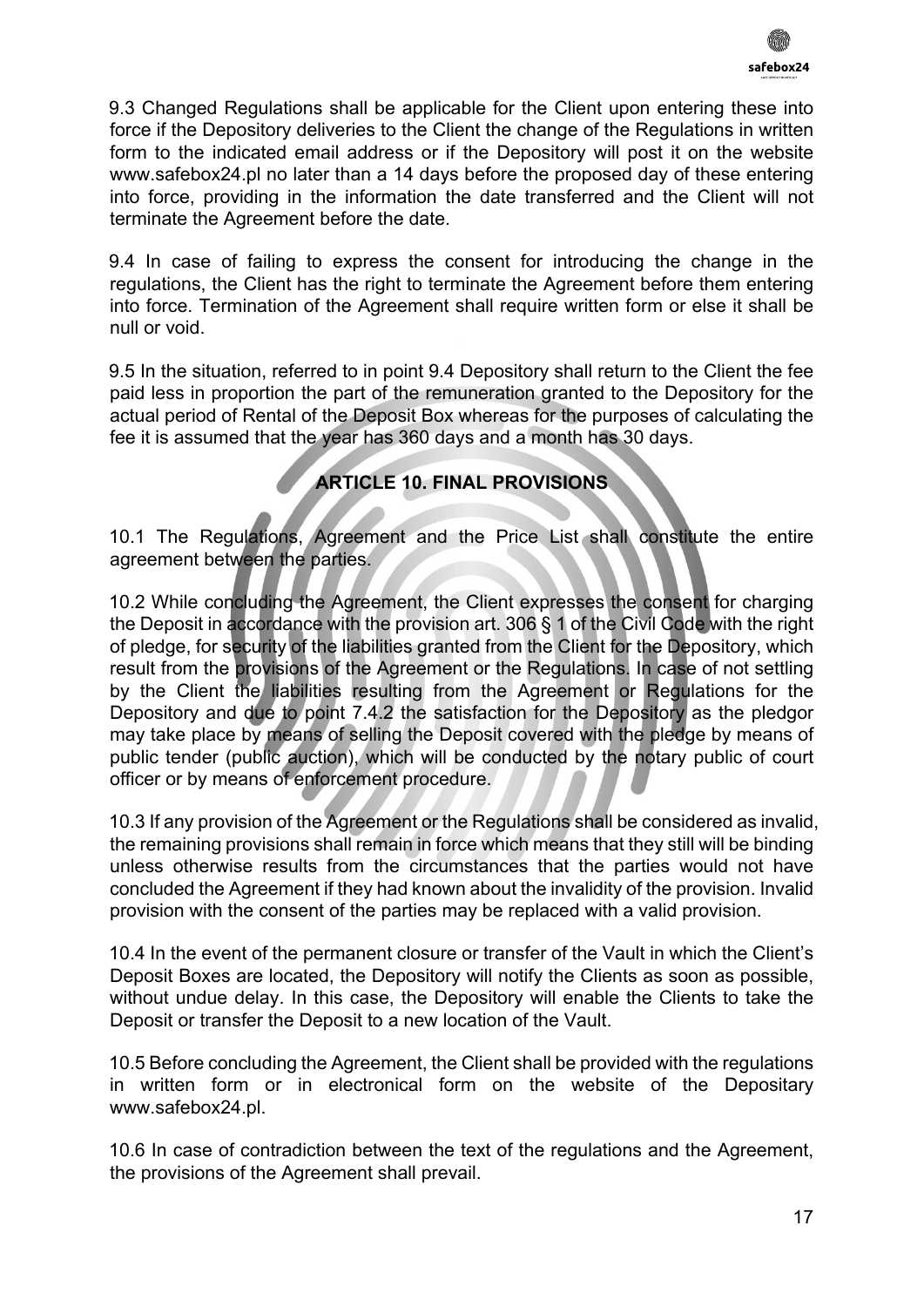9.3 Changed Regulations shall be applicable for the Client upon entering these into force if the Depository deliveries to the Client the change of the Regulations in written form to the indicated email address or if the Depository will post it on the website www.safebox24.pl no later than a 14 days before the proposed day of these entering into force, providing in the information the date transferred and the Client will not terminate the Agreement before the date.

9.4 In case of failing to express the consent for introducing the change in the regulations, the Client has the right to terminate the Agreement before them entering into force. Termination of the Agreement shall require written form or else it shall be null or void.

9.5 In the situation, referred to in point 9.4 Depository shall return to the Client the fee paid less in proportion the part of the remuneration granted to the Depository for the actual period of Rental of the Deposit Box whereas for the purposes of calculating the fee it is assumed that the year has 360 days and a month has 30 days.

## ARTICLE 10. FINAL PROVISIONS

10.1 The Regulations, Agreement and the Price List shall constitute the entire agreement between the parties.

10.2 While concluding the Agreement, the Client expresses the consent for charging the Deposit in accordance with the provision art. 306 § 1 of the Civil Code with the right of pledge, for security of the liabilities granted from the Client for the Depository, which result from the provisions of the Agreement or the Regulations. In case of not settling by the Client the liabilities resulting from the Agreement or Regulations for the Depository and due to point 7.4.2 the satisfaction for the Depository as the pledgor may take place by means of selling the Deposit covered with the pledge by means of public tender (public auction), which will be conducted by the notary public of court officer or by means of enforcement procedure.

10.3 If any provision of the Agreement or the Regulations shall be considered as invalid, the remaining provisions shall remain in force which means that they still will be binding unless otherwise results from the circumstances that the parties would not have concluded the Agreement if they had known about the invalidity of the provision. Invalid provision with the consent of the parties may be replaced with a valid provision.

10.4 In the event of the permanent closure or transfer of the Vault in which the Client's Deposit Boxes are located, the Depository will notify the Clients as soon as possible, without undue delay. In this case, the Depository will enable the Clients to take the Deposit or transfer the Deposit to a new location of the Vault.

10.5 Before concluding the Agreement, the Client shall be provided with the regulations in written form or in electronical form on the website of the Depositary www.safebox24.pl.

10.6 In case of contradiction between the text of the regulations and the Agreement, the provisions of the Agreement shall prevail.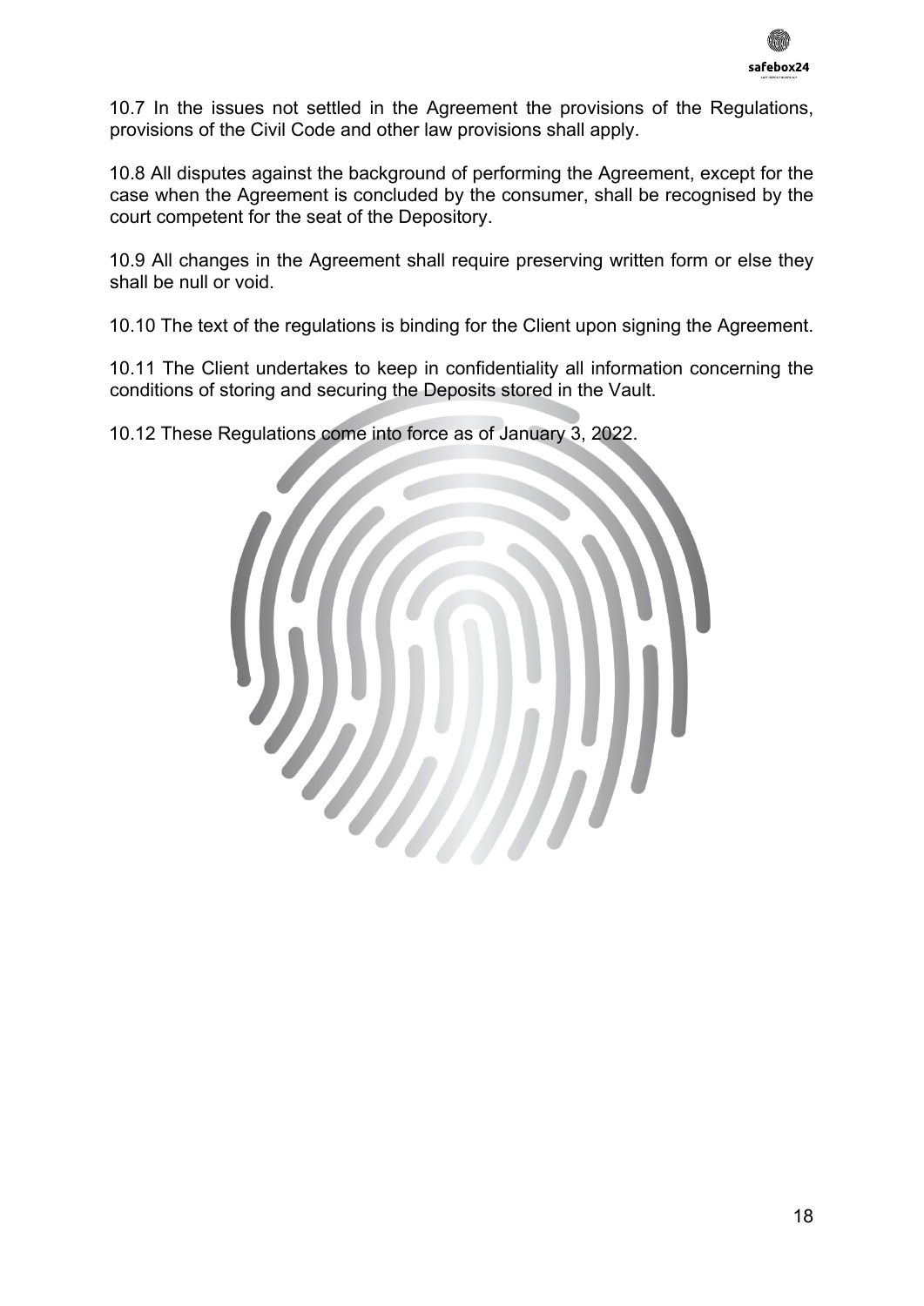10.7 In the issues not settled in the Agreement the provisions of the Regulations, provisions of the Civil Code and other law provisions shall apply.

10.8 All disputes against the background of performing the Agreement, except for the case when the Agreement is concluded by the consumer, shall be recognised by the court competent for the seat of the Depository.

10.9 All changes in the Agreement shall require preserving written form or else they shall be null or void.

10.10 The text of the regulations is binding for the Client upon signing the Agreement.

10.11 The Client undertakes to keep in confidentiality all information concerning the conditions of storing and securing the Deposits stored in the Vault.

10.12 These Regulations come into force as of January 3, 2022.